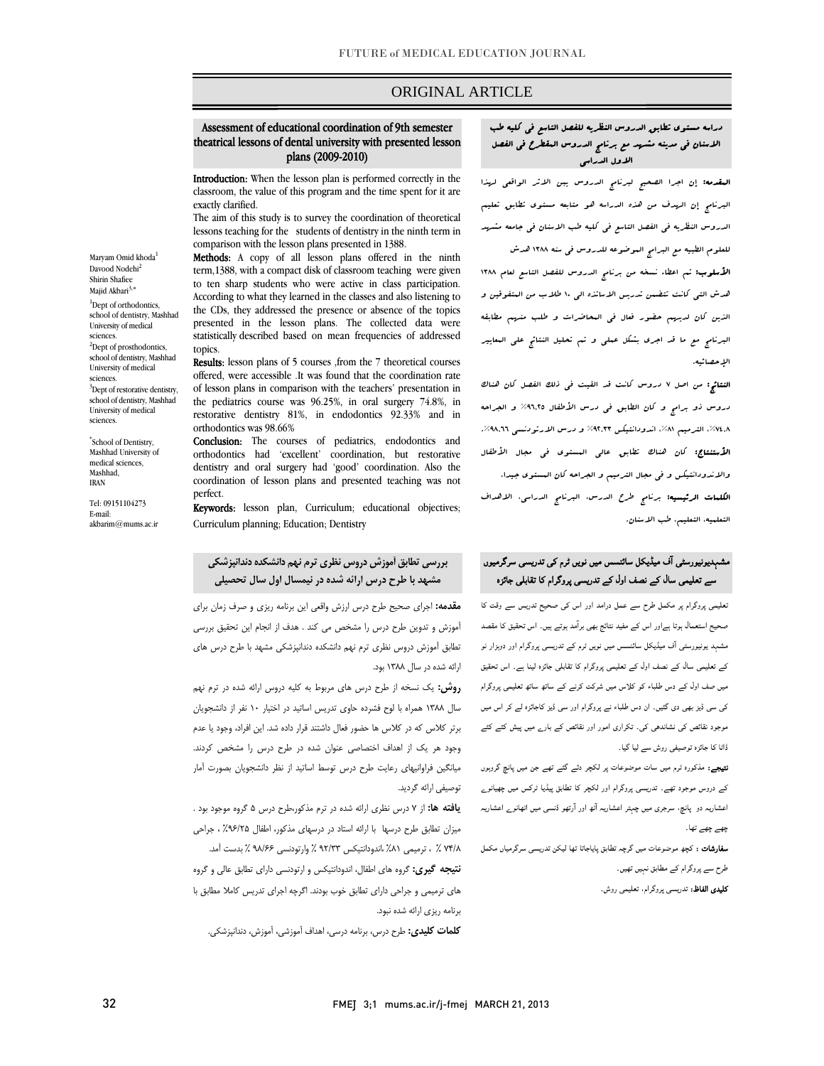ORIGINAL ARTICLE

# Assessment of educational coordination of 9th semester theatrical lessons of dental university with presented lesson plans (2009-2010)

Maryam Omid khoda[1]
Davood Nodehi[2]
Shirin Shafiee
Majid Akbari[3,*]

[1]Dept of orthodontics, school of dentistry, Mashhad University of medical sciences.
[2]Dept of prosthodontics, school of dentistry, Mashhad University of medical sciences.
[3]Dept of restorative dentistry, school of dentistry, Mashhad University of medical sciences.

[*]School of Dentistry, Mashhad University of medical sciences, Mashhad, IRAN

Tel: 09151104273
E-mail: akbarim@mums.ac.ir

**Introduction:** When the lesson plan is performed correctly in the classroom, the value of this program and the time spent for it are exactly clarified.

The aim of this study is to survey the coordination of theoretical lessons teaching for the students of dentistry in the ninth term in comparison with the lesson plans presented in 1388.

**Methods:** A copy of all lesson plans offered in the ninth term,1388, with a compact disk of classroom teaching were given to ten sharp students who were active in class participation. According to what they learned in the classes and also listening to the CDs, they addressed the presence or absence of the topics presented in the lesson plans. The collected data were statistically described based on mean frequencies of addressed topics.

**Results:** lesson plans of 5 courses ,from the 7 theoretical courses offered, were accessible .It was found that the coordination rate of lesson plans in comparison with the teachers' presentation in the pediatrics course was 96.25%, in oral surgery 74.8%, in restorative dentistry 81%, in endodontics 92.33% and in orthodontics was 98.66%

**Conclusion:** The courses of pediatrics, endodontics and orthodontics had 'excellent' coordination, but restorative dentistry and oral surgery had 'good' coordination. Also the coordination of lesson plans and presented teaching was not perfect.

**Keywords:** lesson plan, Curriculum; educational objectives; Curriculum planning; Education; Dentistry

## دراسه مستوى تطابق الدروس النظريه للفصل التاسع في كليه طب الاسنان في مدينه مشهد مع برنامج الدروس المقطرح في الفصل الاول الدراسي

**المقدمه:** إن اجرا الصحيح لبرنامج الدروس يبين الاثر الواقعي لهذا البرنامج إن الهدف من هذه الدراسه هو متابعه مستوى تطابق تعليم الدروس النظريه في الفصل التاسع في كليه طب الاسنان في جامعه مشهد للعلوم الطبيه مع البرامج الموضوعه للدروس في سنه ١٣٨٨ هدش

**الأسلوب:** تم اعطاء نسخه من برنامج الدروس للفصل التاسع لعام ١٣٨٨ هدش التي كانت تتضمن تدريس الاساتذه الى ١٠ طلاب من المتفوقين و الذين كان لديهم حضور فعال في المحاضرات و طلب منهم مطابقه البرنامج مع ما قد اجرى بشكل عملى و تم تحليل النتائج على المعايير الإحصائيه.

**النتائج:** من اصل ٧ دروس كانت قد القيت في ذلك الفصل كان هناك دروس ذو برامج و كان التطابق في درس الأطفال ٩٦،٢٥٪ و الجراحه ٧٤،٨٪، الترميم ٨١٪، اندودانتيكس ٩٢،٣٣٪ و درس الارتودنسى ٩٨،٦٦٪.

**الأستنتاج:** كان هناك تطابق عالي المستوى في مجال الأطفال والاندودانتيكس و في مجال الترميم و الجراحه كان المستوى جيداً.

**الكلمات الرئيسيه:** برنامج طرح الدرس، البرنامج الدراسي، الاهداف التعليميه، التعليم، طب الاسنان.

## بررسی تطابق آموزش دروس نظری ترم نهم دانشکده دندانپزشکی مشهد با طرح درس ارائه شده در نیمسال اول سال تحصیلی

**مقدمه:** اجرای صحیح طرح درس ارزش واقعی این برنامه ریزی و صرف زمان برای آموزش و تدوین طرح درس را مشخص می کند . هدف از انجام این تحقیق بررسی تطابق آموزش دروس نظری ترم نهم دانشکده دندانپزشکی مشهد با طرح درس های ارائه شده در سال ۱۳۸۸ بود.

**روش:** یک نسخه از طرح درس های مربوط به کلیه دروس ارائه شده در ترم نهم سال ۱۳۸۸ همراه با لوح فشرده حاوی تدریس اساتید در اختیار ۱۰ نفر از دانشجویان برتر کلاس که در کلاس ها حضور فعال داشتند قرار داده شد. این افراد، وجود یا عدم وجود هر یک از اهداف اختصاصی عنوان شده در طرح درس را مشخص کردند. میانگین فراوانیهای رعایت طرح درس توسط اساتید از نظر دانشجویان بصورت آمار توصیفی ارائه گردید.

**یافته ها:** از ۷ درس نظری ارائه شده در ترم مذکور،طرح درس ۵ گروه موجود بود . میزان تطابق طرح درسها با ارائه استاد در درسهای مذکور، اطفال ۹۶/۲۵٪ ، جراحی ۷۴/۸ ٪ ، ترمیمی ۸۱٪ ،اندودانتیکس ۹۲/۳۳ ٪ وارتودنسی ۹۸/۶۶ ٪ بدست آمد.

**نتیجه گیری:** گروه های اطفال، اندودانتیکس و ارتودنسی دارای تطابق عالی و گروه های ترمیمی و جراحی دارای تطابق خوب بودند. اگرچه اجرای تدریس کاملا مطابق با برنامه ریزی ارائه شده نبود.

**کلمات کلیدی:** طرح درس، برنامه درسی، اهداف آموزشی، آموزش، دندانپزشکی.

## مشہدیونیورسٹی آف میڈیکل سائنسس میں نویں ٹرم کی تدریسی سرگرمیوں سے تعلیمی سال کے نصف اول کے تدریسی پروگرام کا تقابلی جائزہ

تعلیمی پروگرام پر مکمل طرح سے عمل درآمد اور اس کی صحیح تدریس سے وقت کا صحیح استعمال ہوتا ہےاور اس کے مفید نتائج بھی برآمد ہوتے ہیں۔ اس تحقیق کا مقصد مشہد یونیورسٹی آف میڈیکل سائنسس میں نویں ٹرم کے تدریسی پروگرام اور دوہزار نو کے تعلیمی سال کے نصف اول کے تعلیمی پروگرام کا تقابلی جائزہ لینا ہے۔ اس تحقیق میں صف اول کے دس طلباء کو کلاس میں شرکت کرنے کے ساتھ ساتھ تعلیمی پروگرام کی سی ڈیز بھی دی گئیں۔ ان دس طلباء نے پروگرام اور سی ڈیز کاجائزہ لے کر اس میں موجود نقائص کی نشاندھی کی۔ تکراری امور اور نقائص کے بارے میں پیش کئے گئے ڈاٹا کا جائزہ توصیفی روش سے لیا گیا۔

**نتیجے:** مذکورہ ٹرم میں سات موضوعات پر لکچر دئے گئے تھے جن میں پانچ گروہوں کے دروس موجود تھے۔ تدریسی پروگرام اور لکچر کا تطابق پیڈیا ٹرکس میں چھیانوے اعشاریہ دو پانچ، سرجری میں چوہتر اعشاریہ آٹھ اور آرتھو ڈنسی میں اٹھانوے اعشاریہ چھے چھے تھا۔

**سفارشات :** کچھ موضوعات میں گرچہ تطابق پایاجاتا تھا لیکن تدریسی سرگرمیاں مکمل طرح سے پروگرام کے مطابق نہیں تھیں۔

**کلیدی الفاظ:** تدریسی پروگرام، تعلیمی روش۔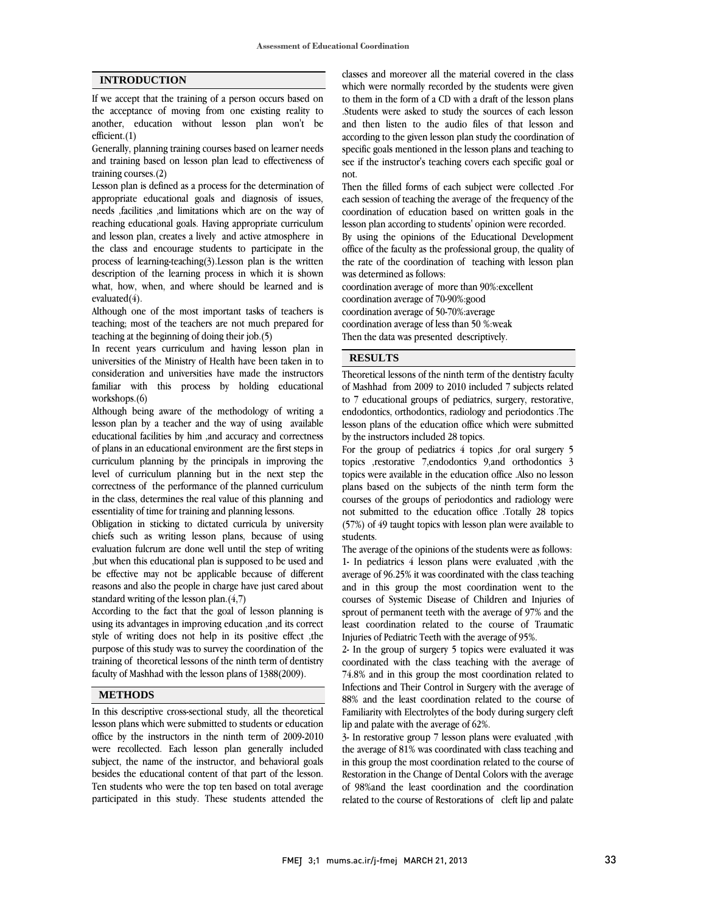## INTRODUCTION

If we accept that the training of a person occurs based on the acceptance of moving from one existing reality to another, education without lesson plan won't be efficient.(1)

Generally, planning training courses based on learner needs and training based on lesson plan lead to effectiveness of training courses.(2)

Lesson plan is defined as a process for the determination of appropriate educational goals and diagnosis of issues, needs ,facilities ,and limitations which are on the way of reaching educational goals. Having appropriate curriculum and lesson plan, creates a lively and active atmosphere in the class and encourage students to participate in the process of learning-teaching(3).Lesson plan is the written description of the learning process in which it is shown what, how, when, and where should be learned and is evaluated(4).

Although one of the most important tasks of teachers is teaching; most of the teachers are not much prepared for teaching at the beginning of doing their job.(5)

In recent years curriculum and having lesson plan in universities of the Ministry of Health have been taken in to consideration and universities have made the instructors familiar with this process by holding educational workshops.(6)

Although being aware of the methodology of writing a lesson plan by a teacher and the way of using available educational facilities by him ,and accuracy and correctness of plans in an educational environment are the first steps in curriculum planning by the principals in improving the level of curriculum planning but in the next step the correctness of the performance of the planned curriculum in the class, determines the real value of this planning and essentiality of time for training and planning lessons.

Obligation in sticking to dictated curricula by university chiefs such as writing lesson plans, because of using evaluation fulcrum are done well until the step of writing ,but when this educational plan is supposed to be used and be effective may not be applicable because of different reasons and also the people in charge have just cared about standard writing of the lesson plan.(4,7)

According to the fact that the goal of lesson planning is using its advantages in improving education ,and its correct style of writing does not help in its positive effect ,the purpose of this study was to survey the coordination of the training of theoretical lessons of the ninth term of dentistry faculty of Mashhad with the lesson plans of 1388(2009).

## METHODS

In this descriptive cross-sectional study, all the theoretical lesson plans which were submitted to students or education office by the instructors in the ninth term of 2009-2010 were recollected. Each lesson plan generally included subject, the name of the instructor, and behavioral goals besides the educational content of that part of the lesson. Ten students who were the top ten based on total average participated in this study. These students attended the classes and moreover all the material covered in the class which were normally recorded by the students were given to them in the form of a CD with a draft of the lesson plans .Students were asked to study the sources of each lesson and then listen to the audio files of that lesson and according to the given lesson plan study the coordination of specific goals mentioned in the lesson plans and teaching to see if the instructor's teaching covers each specific goal or not.

Then the filled forms of each subject were collected .For each session of teaching the average of the frequency of the coordination of education based on written goals in the lesson plan according to students' opinion were recorded.

By using the opinions of the Educational Development office of the faculty as the professional group, the quality of the rate of the coordination of teaching with lesson plan was determined as follows:

coordination average of more than 90%:excellent
coordination average of 70-90%:good
coordination average of 50-70%:average
coordination average of less than 50 %:weak

Then the data was presented descriptively.

## RESULTS

Theoretical lessons of the ninth term of the dentistry faculty of Mashhad from 2009 to 2010 included 7 subjects related to 7 educational groups of pediatrics, surgery, restorative, endodontics, orthodontics, radiology and periodontics .The lesson plans of the education office which were submitted by the instructors included 28 topics.

For the group of pediatrics 4 topics ,for oral surgery 5 topics ,restorative 7,endodontics 9,and orthodontics 3 topics were available in the education office .Also no lesson plans based on the subjects of the ninth term form the courses of the groups of periodontics and radiology were not submitted to the education office .Totally 28 topics (57%) of 49 taught topics with lesson plan were available to students.

The average of the opinions of the students were as follows:

1- In pediatrics 4 lesson plans were evaluated ,with the average of 96.25% it was coordinated with the class teaching and in this group the most coordination went to the courses of Systemic Disease of Children and Injuries of sprout of permanent teeth with the average of 97% and the least coordination related to the course of Traumatic Injuries of Pediatric Teeth with the average of 95%.

2- In the group of surgery 5 topics were evaluated it was coordinated with the class teaching with the average of 74.8% and in this group the most coordination related to Infections and Their Control in Surgery with the average of 88% and the least coordination related to the course of Familiarity with Electrolytes of the body during surgery cleft lip and palate with the average of 62%.

3- In restorative group 7 lesson plans were evaluated ,with the average of 81% was coordinated with class teaching and in this group the most coordination related to the course of Restoration in the Change of Dental Colors with the average of 98%and the least coordination and the coordination related to the course of Restorations of cleft lip and palate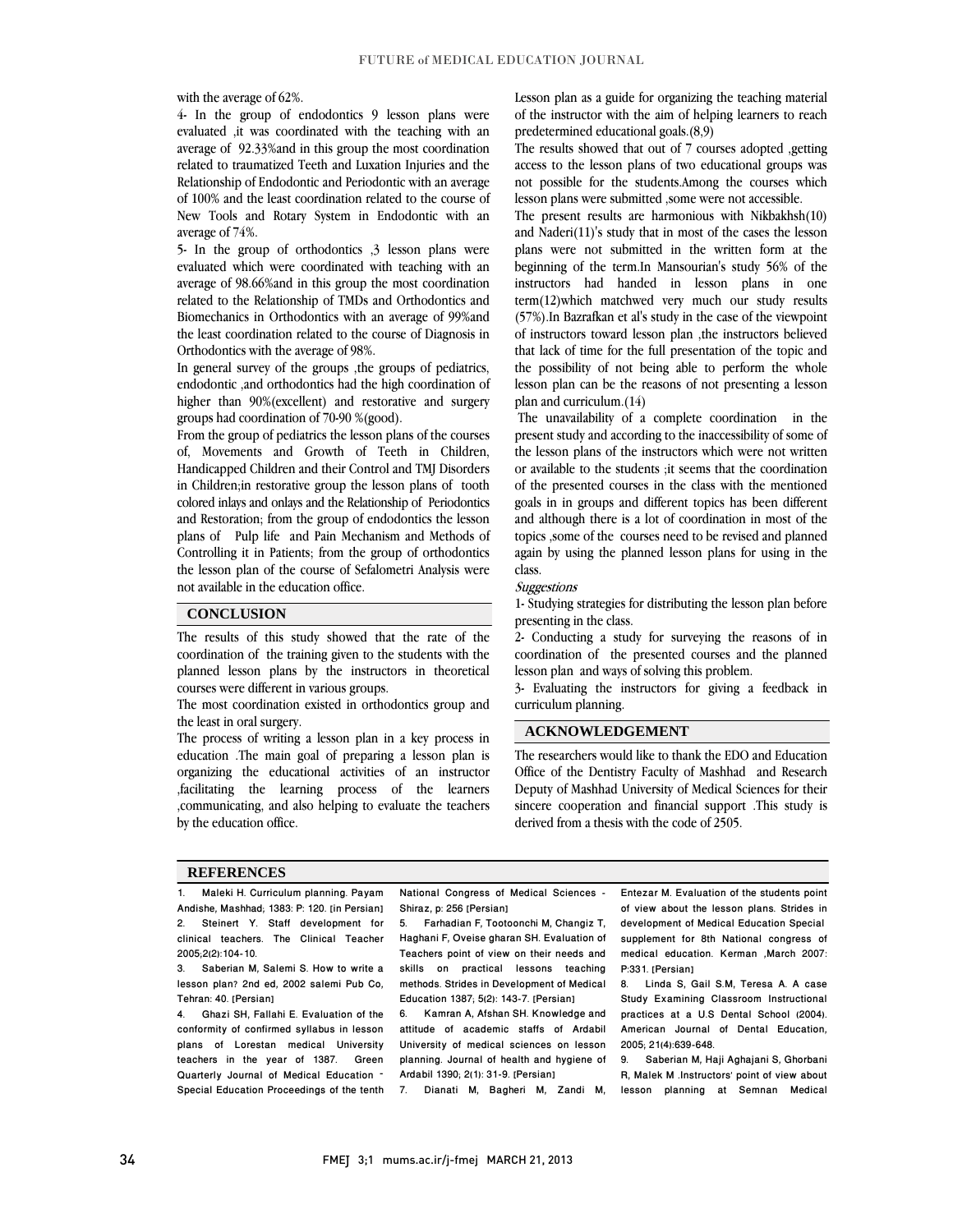with the average of 62%.

4- In the group of endodontics 9 lesson plans were evaluated ,it was coordinated with the teaching with an average of 92.33%and in this group the most coordination related to traumatized Teeth and Luxation Injuries and the Relationship of Endodontic and Periodontic with an average of 100% and the least coordination related to the course of New Tools and Rotary System in Endodontic with an average of 74%.

5- In the group of orthodontics ,3 lesson plans were evaluated which were coordinated with teaching with an average of 98.66%and in this group the most coordination related to the Relationship of TMDs and Orthodontics and Biomechanics in Orthodontics with an average of 99%and the least coordination related to the course of Diagnosis in Orthodontics with the average of 98%.

In general survey of the groups ,the groups of pediatrics, endodontic ,and orthodontics had the high coordination of higher than 90%(excellent) and restorative and surgery groups had coordination of 70-90 %(good).

From the group of pediatrics the lesson plans of the courses of, Movements and Growth of Teeth in Children, Handicapped Children and their Control and TMJ Disorders in Children;in restorative group the lesson plans of tooth colored inlays and onlays and the Relationship of Periodontics and Restoration; from the group of endodontics the lesson plans of Pulp life and Pain Mechanism and Methods of Controlling it in Patients; from the group of orthodontics the lesson plan of the course of Sefalometri Analysis were not available in the education office.

## CONCLUSION

The results of this study showed that the rate of the coordination of the training given to the students with the planned lesson plans by the instructors in theoretical courses were different in various groups.

The most coordination existed in orthodontics group and the least in oral surgery.

The process of writing a lesson plan in a key process in education .The main goal of preparing a lesson plan is organizing the educational activities of an instructor ,facilitating the learning process of the learners ,communicating, and also helping to evaluate the teachers by the education office.

Lesson plan as a guide for organizing the teaching material of the instructor with the aim of helping learners to reach predetermined educational goals.(8,9)

The results showed that out of 7 courses adopted ,getting access to the lesson plans of two educational groups was not possible for the students.Among the courses which lesson plans were submitted ,some were not accessible.

The present results are harmonious with Nikbakhsh(10) and Naderi(11)'s study that in most of the cases the lesson plans were not submitted in the written form at the beginning of the term.In Mansourian's study 56% of the instructors had handed in lesson plans in one term(12)which matchwed very much our study results (57%).In Bazrafkan et al's study in the case of the viewpoint of instructors toward lesson plan ,the instructors believed that lack of time for the full presentation of the topic and the possibility of not being able to perform the whole lesson plan can be the reasons of not presenting a lesson plan and curriculum.(14)

The unavailability of a complete coordination in the present study and according to the inaccessibility of some of the lesson plans of the instructors which were not written or available to the students ;it seems that the coordination of the presented courses in the class with the mentioned goals in in groups and different topics has been different and although there is a lot of coordination in most of the topics ,some of the courses need to be revised and planned again by using the planned lesson plans for using in the class.

*Suggestions*

1- Studying strategies for distributing the lesson plan before presenting in the class.

2- Conducting a study for surveying the reasons of in coordination of the presented courses and the planned lesson plan and ways of solving this problem.

3- Evaluating the instructors for giving a feedback in curriculum planning.

## ACKNOWLEDGEMENT

The researchers would like to thank the EDO and Education Office of the Dentistry Faculty of Mashhad and Research Deputy of Mashhad University of Medical Sciences for their sincere cooperation and financial support .This study is derived from a thesis with the code of 2505.

## REFERENCES

1. Maleki H. Curriculum planning. Payam Andishe, Mashhad; 1383: P: 120. [in Persian]
2. Steinert Y. Staff development for clinical teachers. The Clinical Teacher 2005;2(2):104-10.
3. Saberian M, Salemi S. How to write a lesson plan? 2nd ed, 2002 salemi Pub Co, Tehran: 40. [Persian]
4. Ghazi SH, Fallahi E. Evaluation of the conformity of confirmed syllabus in lesson plans of Lorestan medical University teachers in the year of 1387. Green Quarterly Journal of Medical Education - Special Education Proceedings of the tenth National Congress of Medical Sciences - Shiraz, p: 256 [Persian]
5. Farhadian F, Tootoonchi M, Changiz T, Haghani F, Oveise gharan SH. Evaluation of Teachers point of view on their needs and skills on practical lessons teaching methods. Strides in Development of Medical Education 1387; 5(2): 143-7. [Persian]
6. Kamran A, Afshan SH. Knowledge and attitude of academic staffs of Ardabil University of medical sciences on lesson planning. Journal of health and hygiene of Ardabil 1390; 2(1): 31-9. [Persian]
7. Dianati M, Bagheri M, Zandi M, Entezar M. Evaluation of the students point of view about the lesson plans. Strides in development of Medical Education Special supplement for 8th National congress of medical education. Kerman ,March 2007: P:331. [Persian]
8. Linda S, Gail S.M, Teresa A. A case Study Examining Classroom Instructional practices at a U.S Dental School (2004). American Journal of Dental Education, 2005; 21(4):639-648.
9. Saberian M, Haji Aghajani S, Ghorbani R, Malek M .Instructors' point of view about lesson planning at Semnan Medical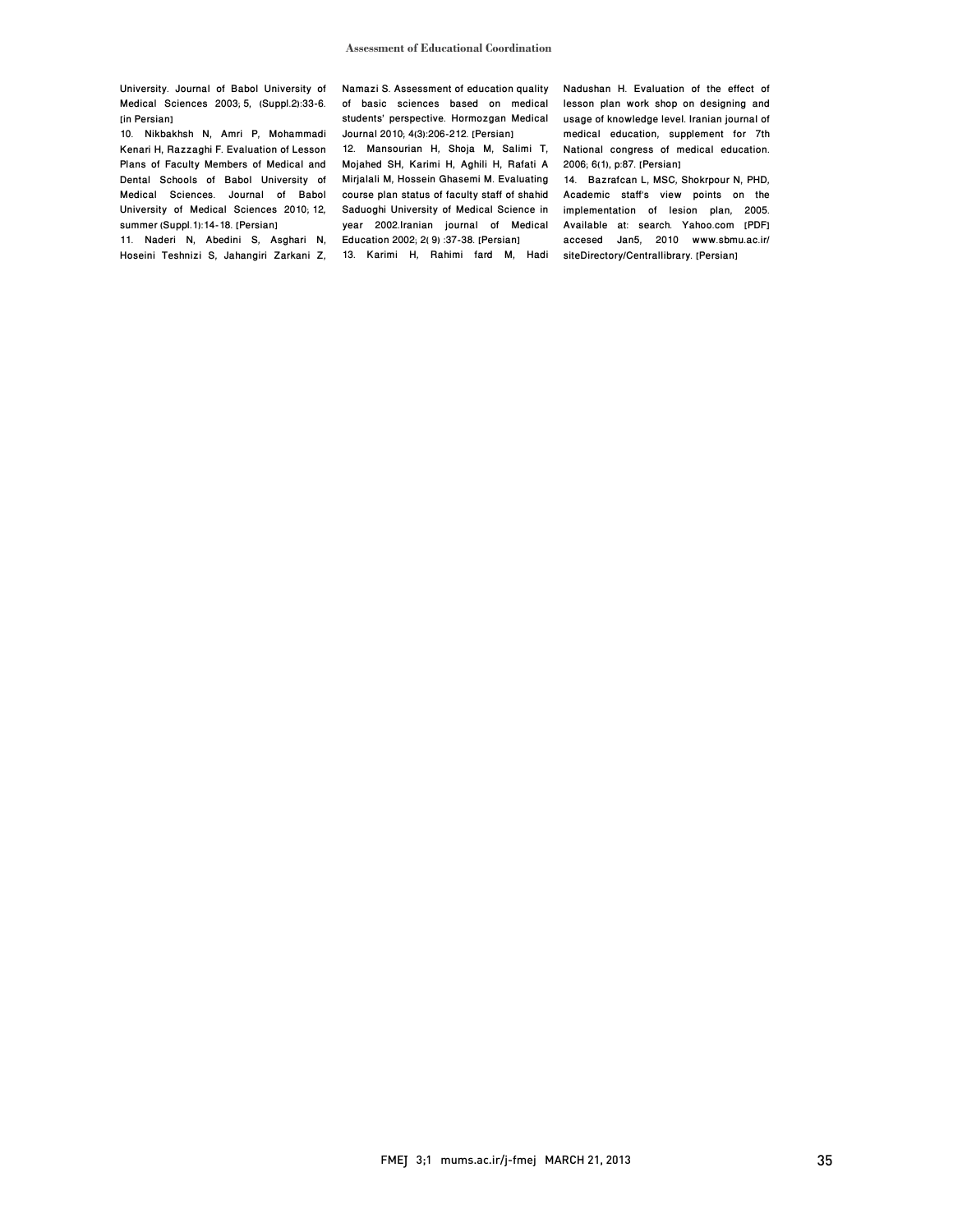University. Journal of Babol University of Medical Sciences 2003; 5, (Suppl.2):33-6. [in Persian]

10. Nikbakhsh N, Amri P, Mohammadi Kenari H, Razzaghi F. Evaluation of Lesson Plans of Faculty Members of Medical and Dental Schools of Babol University of Medical Sciences. Journal of Babol University of Medical Sciences 2010; 12, summer (Suppl.1):14-18. [Persian]

11. Naderi N, Abedini S, Asghari N, Hoseini Teshnizi S, Jahangiri Zarkani Z, Namazi S. Assessment of education quality of basic sciences based on medical students' perspective. Hormozgan Medical Journal 2010; 4(3):206-212. [Persian]

12. Mansourian H, Shoja M, Salimi T, Mojahed SH, Karimi H, Aghili H, Rafati A Mirjalali M, Hossein Ghasemi M. Evaluating course plan status of faculty staff of shahid Saduoghi University of Medical Science in year 2002.Iranian journal of Medical Education 2002; 2( 9) :37-38. [Persian]

13. Karimi H, Rahimi fard M, Hadi Nadushan H. Evaluation of the effect of lesson plan work shop on designing and usage of knowledge level. Iranian journal of medical education, supplement for 7th National congress of medical education. 2006; 6(1), p:87. [Persian]

14. Bazrafcan L, MSC, Shokrpour N, PHD, Academic staff's view points on the implementation of lesion plan, 2005. Available at: search. Yahoo.com [PDF] accesed Jan5, 2010 www.sbmu.ac.ir/siteDirectory/Centrallibrary. [Persian]